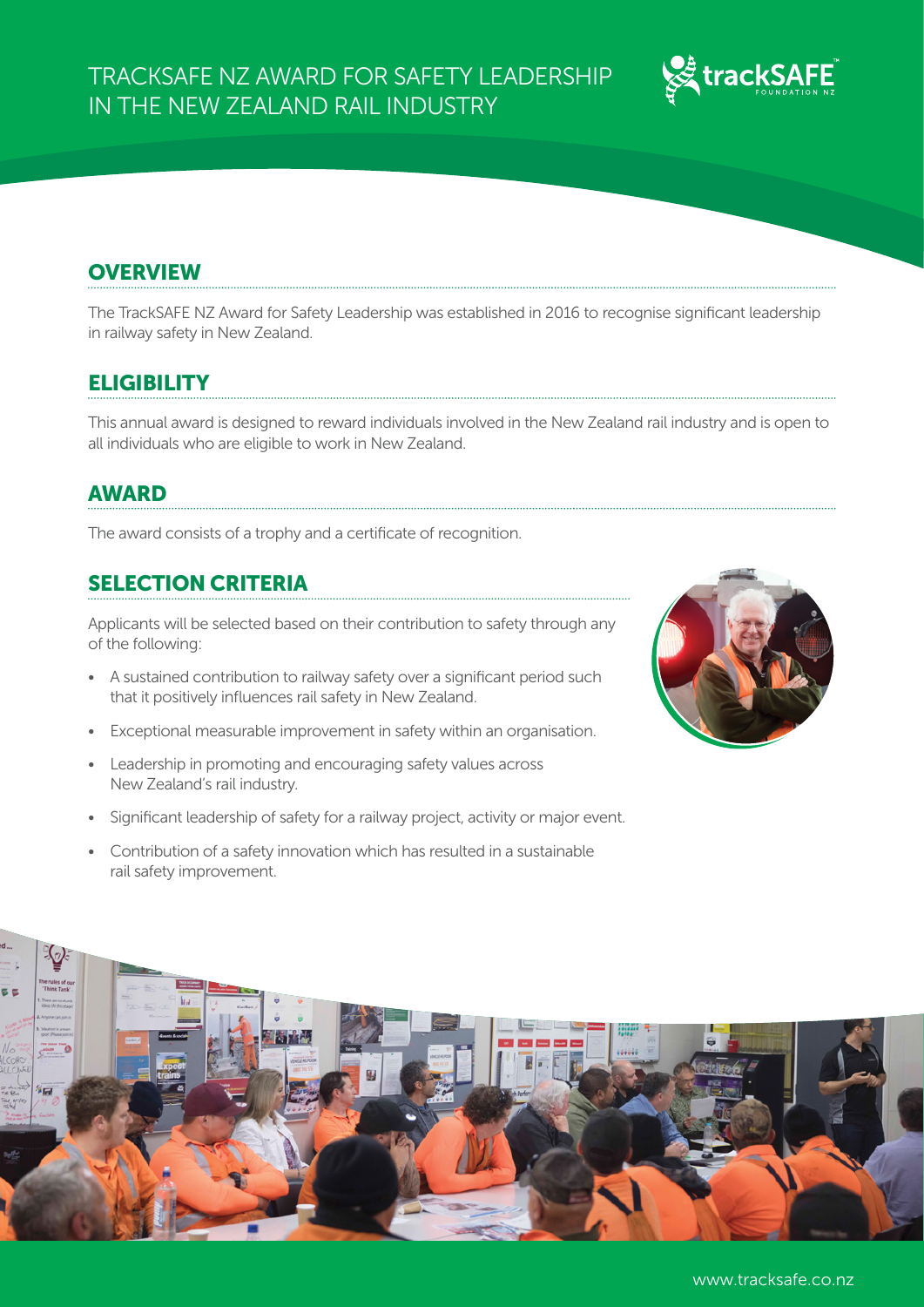# TRACKSAFE NZ AWARD FOR SAFETY LEADERSHIP IN THE NEW ZEALAND RAIL INDUSTRY

## OVERVIEW

The TrackSAFE NZ Award for Safety Leadership was established in 2016 to recognise significant leadership in railway safety in New Zealand.

## ELIGIBILITY

This annual award is designed to reward individuals involved in the New Zealand rail industry and is open to all individuals who are eligible to work in New Zealand.

## AWARD

The award consists of a trophy and a certificate of recognition.

## SELECTION CRITERIA

Applicants will be selected based on their contribution to safety through any of the following:

- A sustained contribution to railway safety over a significant period such that it positively influences rail safety in New Zealand.
- Exceptional measurable improvement in safety within an organisation.
- Leadership in promoting and encouraging safety values across New Zealand's rail industry.
- Significant leadership of safety for a railway project, activity or major event.
- Contribution of a safety innovation which has resulted in a sustainable rail safety improvement.

www.tracksafe.co.nz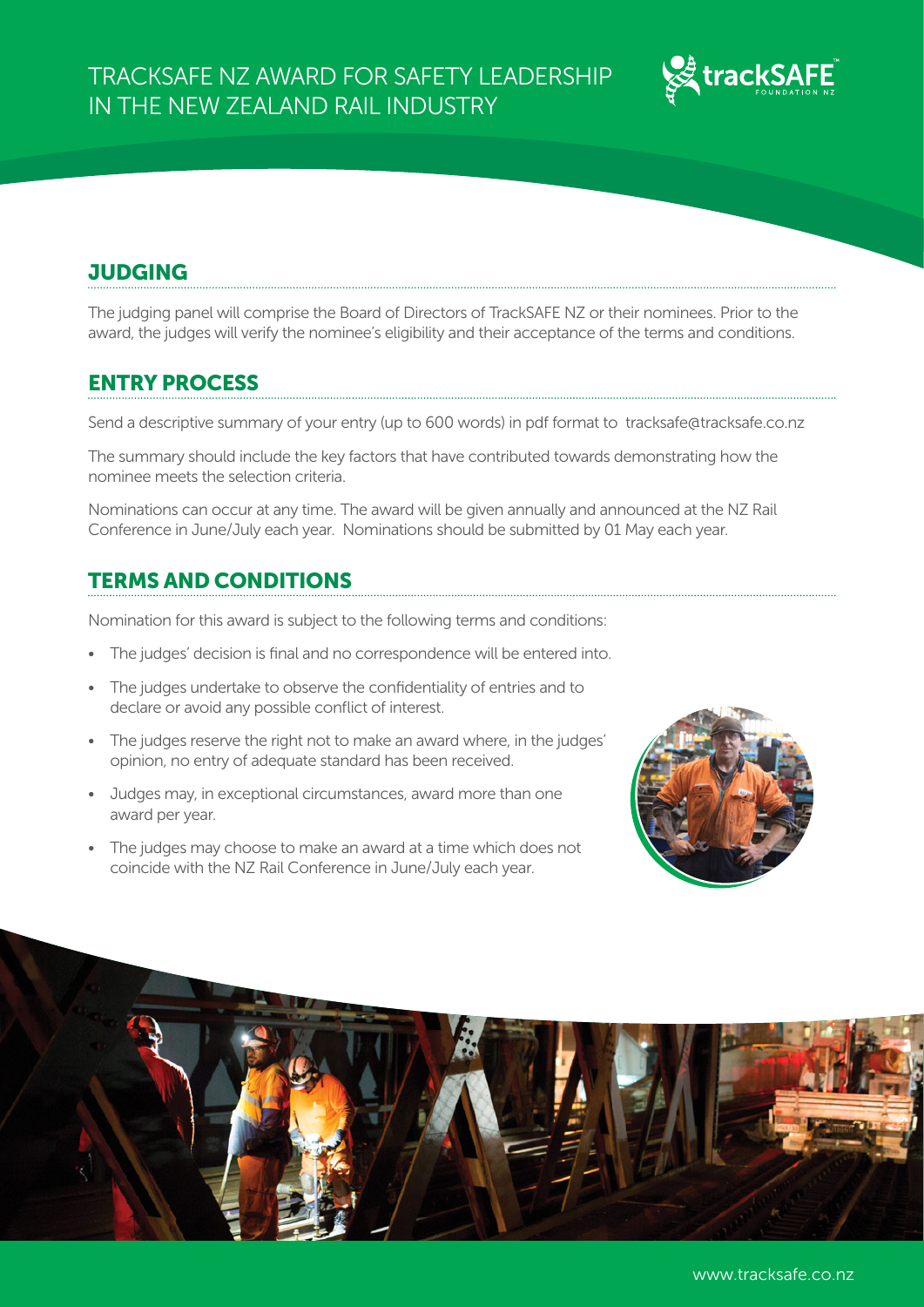# TRACKSAFE NZ AWARD FOR SAFETY LEADERSHIP IN THE NEW ZEALAND RAIL INDUSTRY

## JUDGING

The judging panel will comprise the Board of Directors of TrackSAFE NZ or their nominees. Prior to the award, the judges will verify the nominee's eligibility and their acceptance of the terms and conditions.

## ENTRY PROCESS

Send a descriptive summary of your entry (up to 600 words) in pdf format to tracksafe@tracksafe.co.nz

The summary should include the key factors that have contributed towards demonstrating how the nominee meets the selection criteria.

Nominations can occur at any time. The award will be given annually and announced at the NZ Rail Conference in June/July each year. Nominations should be submitted by 01 May each year.

## TERMS AND CONDITIONS

Nomination for this award is subject to the following terms and conditions:

- The judges' decision is final and no correspondence will be entered into.
- The judges undertake to observe the confidentiality of entries and to declare or avoid any possible conflict of interest.
- The judges reserve the right not to make an award where, in the judges' opinion, no entry of adequate standard has been received.
- Judges may, in exceptional circumstances, award more than one award per year.
- The judges may choose to make an award at a time which does not coincide with the NZ Rail Conference in June/July each year.

www.tracksafe.co.nz